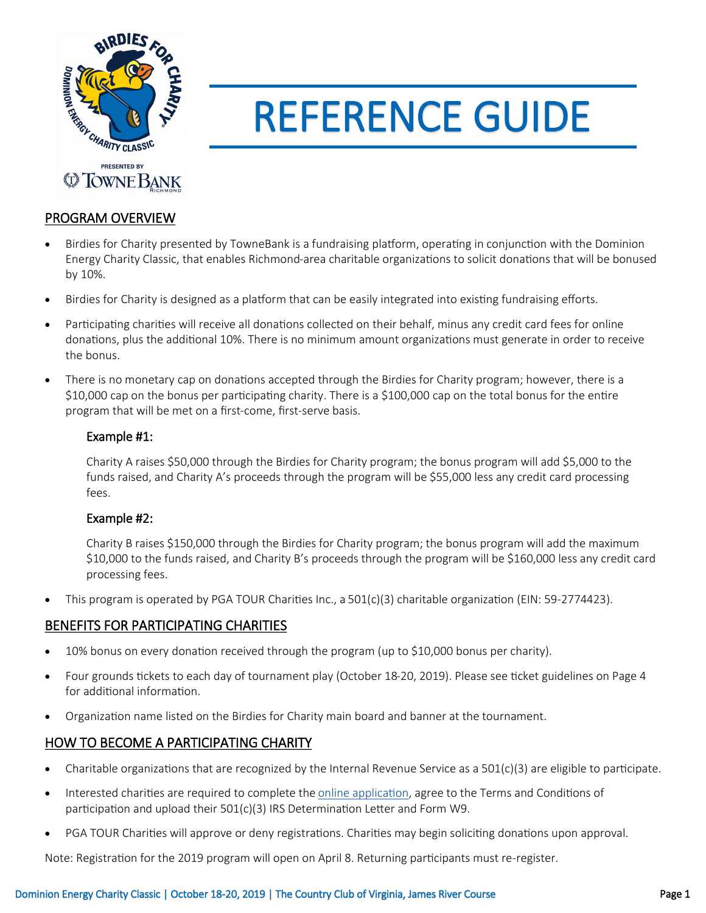# REFERENCE GUIDE

## PROGRAM OVERVIEW

- Birdies for Charity presented by TowneBank is a fundraising platform, operating in conjunction with the Dominion Energy Charity Classic, that enables Richmond-area charitable organizations to solicit donations that will be bonused by 10%.
- Birdies for Charity is designed as a platform that can be easily integrated into existing fundraising efforts.
- Participating charities will receive all donations collected on their behalf, minus any credit card fees for online donations, plus the additional 10%. There is no minimum amount organizations must generate in order to receive the bonus.
- There is no monetary cap on donations accepted through the Birdies for Charity program; however, there is a $10,000 cap on the bonus per participating charity. There is a $100,000 cap on the total bonus for the entire program that will be met on a first-come, first-serve basis.

### Example #1:

Charity A raises $50,000 through the Birdies for Charity program; the bonus program will add $5,000 to the funds raised, and Charity A's proceeds through the program will be $55,000 less any credit card processing fees.

### Example #2:

Charity B raises $150,000 through the Birdies for Charity program; the bonus program will add the maximum $10,000 to the funds raised, and Charity B's proceeds through the program will be $160,000 less any credit card processing fees.

- This program is operated by PGA TOUR Charities Inc., a 501(c)(3) charitable organization (EIN: 59-2774423).

## BENEFITS FOR PARTICIPATING CHARITIES

- 10% bonus on every donation received through the program (up to $10,000 bonus per charity).
- Four grounds tickets to each day of tournament play (October 18-20, 2019). Please see ticket guidelines on Page 4 for additional information.
- Organization name listed on the Birdies for Charity main board and banner at the tournament.

## HOW TO BECOME A PARTICIPATING CHARITY

- Charitable organizations that are recognized by the Internal Revenue Service as a 501(c)(3) are eligible to participate.
- Interested charities are required to complete the online application, agree to the Terms and Conditions of participation and upload their 501(c)(3) IRS Determination Letter and Form W9.
- PGA TOUR Charities will approve or deny registrations. Charities may begin soliciting donations upon approval.

Note: Registration for the 2019 program will open on April 8. Returning participants must re-register.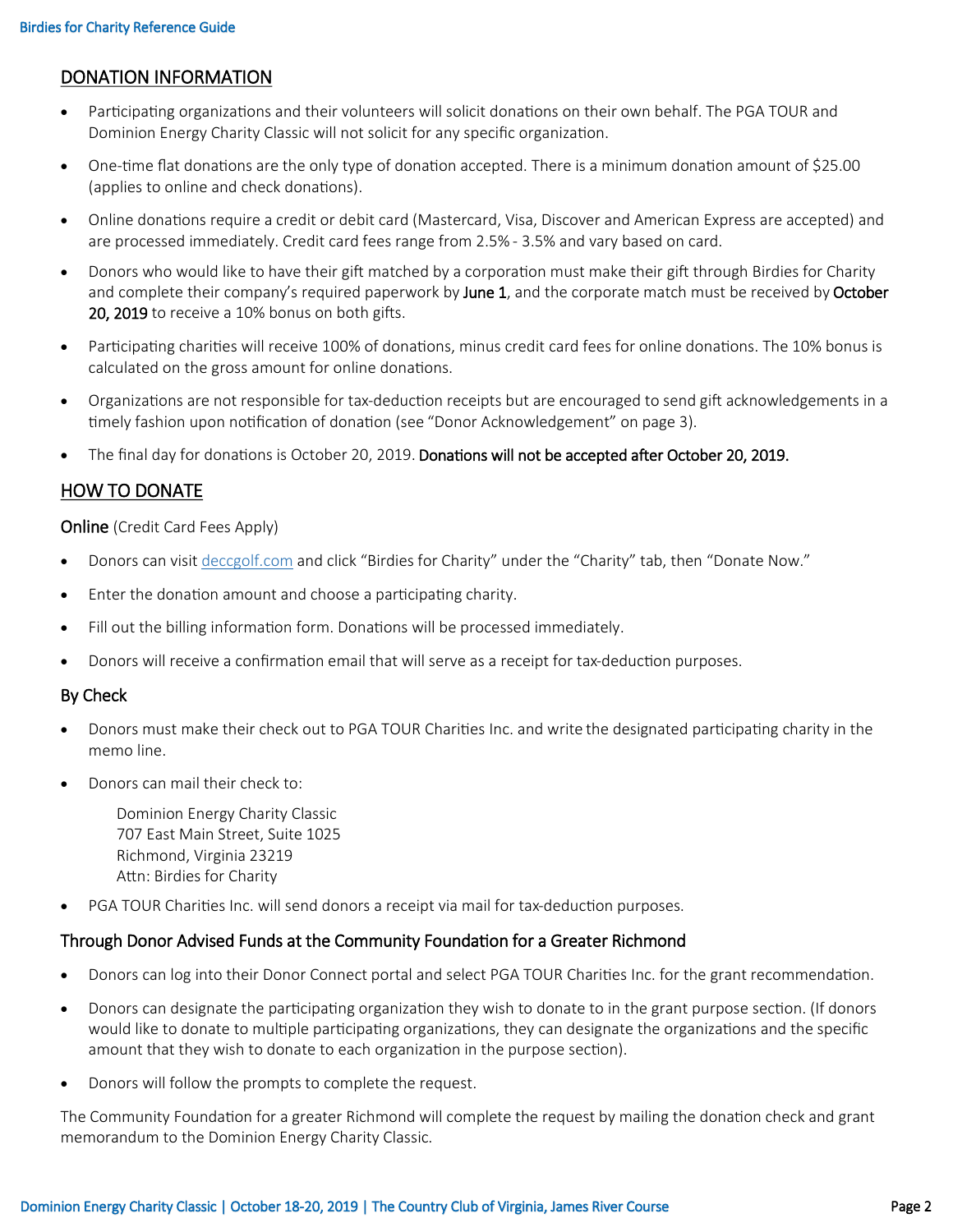## DONATION INFORMATION

- Participating organizations and their volunteers will solicit donations on their own behalf. The PGA TOUR and Dominion Energy Charity Classic will not solicit for any specific organization.
- One-time flat donations are the only type of donation accepted. There is a minimum donation amount of $25.00 (applies to online and check donations).
- Online donations require a credit or debit card (Mastercard, Visa, Discover and American Express are accepted) and are processed immediately. Credit card fees range from 2.5% - 3.5% and vary based on card.
- Donors who would like to have their gift matched by a corporation must make their gift through Birdies for Charity and complete their company's required paperwork by **June 1**, and the corporate match must be received by **October 20, 2019** to receive a 10% bonus on both gifts.
- Participating charities will receive 100% of donations, minus credit card fees for online donations. The 10% bonus is calculated on the gross amount for online donations.
- Organizations are not responsible for tax-deduction receipts but are encouraged to send gift acknowledgements in a timely fashion upon notification of donation (see "Donor Acknowledgement" on page 3).
- The final day for donations is October 20, 2019. **Donations will not be accepted after October 20, 2019.**

## HOW TO DONATE

### Online (Credit Card Fees Apply)

- Donors can visit [deccgolf.com](deccgolf.com) and click "Birdies for Charity" under the "Charity" tab, then "Donate Now."
- Enter the donation amount and choose a participating charity.
- Fill out the billing information form. Donations will be processed immediately.
- Donors will receive a confirmation email that will serve as a receipt for tax-deduction purposes.

### By Check

- Donors must make their check out to PGA TOUR Charities Inc. and write the designated participating charity in the memo line.
- Donors can mail their check to:

  Dominion Energy Charity Classic
  707 East Main Street, Suite 1025
  Richmond, Virginia 23219
  Attn: Birdies for Charity

- PGA TOUR Charities Inc. will send donors a receipt via mail for tax-deduction purposes.

### Through Donor Advised Funds at the Community Foundation for a Greater Richmond

- Donors can log into their Donor Connect portal and select PGA TOUR Charities Inc. for the grant recommendation.
- Donors can designate the participating organization they wish to donate to in the grant purpose section. (If donors would like to donate to multiple participating organizations, they can designate the organizations and the specific amount that they wish to donate to each organization in the purpose section).
- Donors will follow the prompts to complete the request.

The Community Foundation for a greater Richmond will complete the request by mailing the donation check and grant memorandum to the Dominion Energy Charity Classic.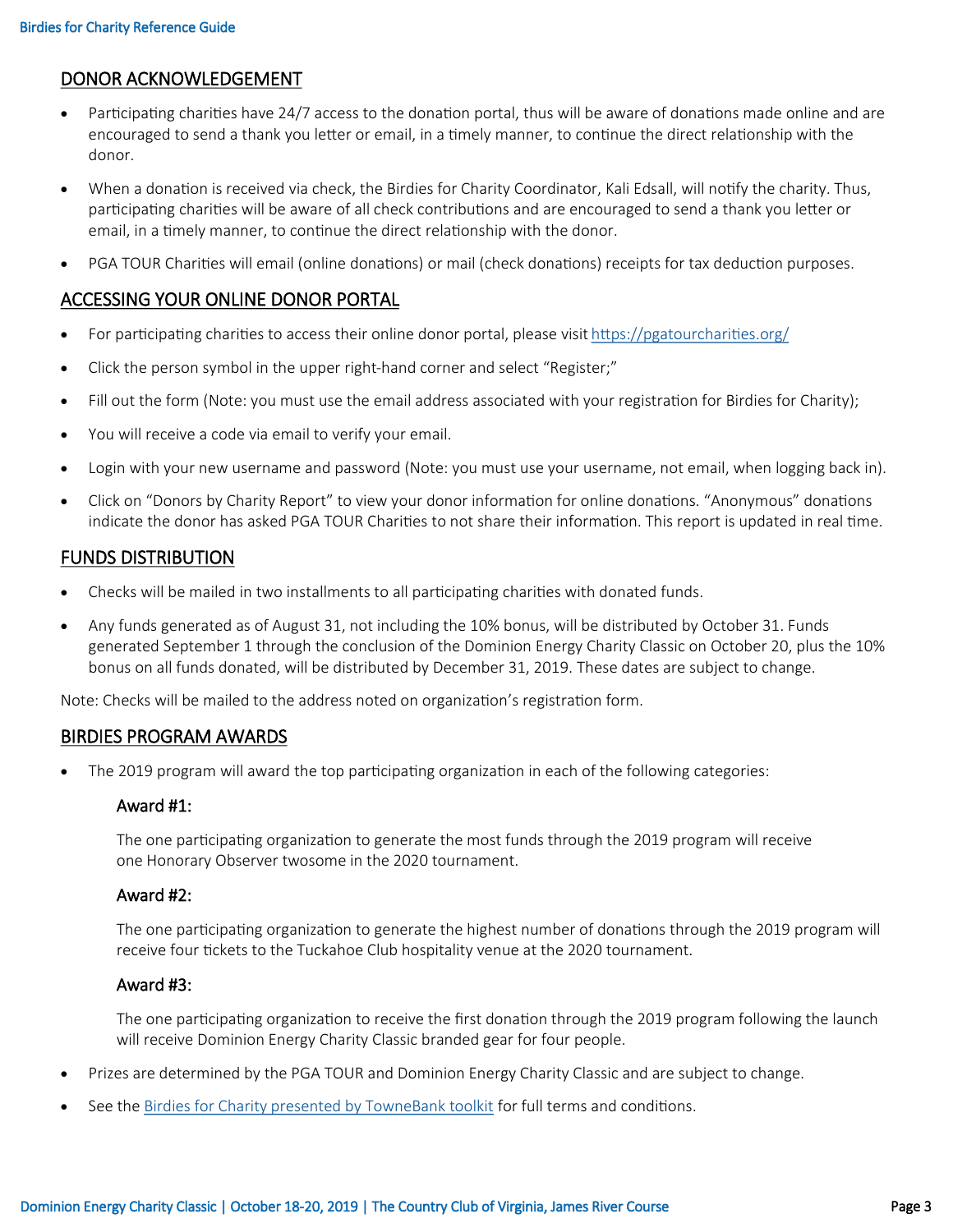## DONOR ACKNOWLEDGEMENT

- Participating charities have 24/7 access to the donation portal, thus will be aware of donations made online and are encouraged to send a thank you letter or email, in a timely manner, to continue the direct relationship with the donor.
- When a donation is received via check, the Birdies for Charity Coordinator, Kali Edsall, will notify the charity. Thus, participating charities will be aware of all check contributions and are encouraged to send a thank you letter or email, in a timely manner, to continue the direct relationship with the donor.
- PGA TOUR Charities will email (online donations) or mail (check donations) receipts for tax deduction purposes.

## ACCESSING YOUR ONLINE DONOR PORTAL

- For participating charities to access their online donor portal, please visit https://pgatourcharities.org/
- Click the person symbol in the upper right-hand corner and select "Register;"
- Fill out the form (Note: you must use the email address associated with your registration for Birdies for Charity);
- You will receive a code via email to verify your email.
- Login with your new username and password (Note: you must use your username, not email, when logging back in).
- Click on "Donors by Charity Report" to view your donor information for online donations. "Anonymous" donations indicate the donor has asked PGA TOUR Charities to not share their information. This report is updated in real time.

## FUNDS DISTRIBUTION

- Checks will be mailed in two installments to all participating charities with donated funds.
- Any funds generated as of August 31, not including the 10% bonus, will be distributed by October 31. Funds generated September 1 through the conclusion of the Dominion Energy Charity Classic on October 20, plus the 10% bonus on all funds donated, will be distributed by December 31, 2019. These dates are subject to change.

Note: Checks will be mailed to the address noted on organization's registration form.

## BIRDIES PROGRAM AWARDS

- The 2019 program will award the top participating organization in each of the following categories:

### Award #1:

The one participating organization to generate the most funds through the 2019 program will receive one Honorary Observer twosome in the 2020 tournament.

### Award #2:

The one participating organization to generate the highest number of donations through the 2019 program will receive four tickets to the Tuckahoe Club hospitality venue at the 2020 tournament.

### Award #3:

The one participating organization to receive the first donation through the 2019 program following the launch will receive Dominion Energy Charity Classic branded gear for four people.

- Prizes are determined by the PGA TOUR and Dominion Energy Charity Classic and are subject to change.
- See the Birdies for Charity presented by TowneBank toolkit for full terms and conditions.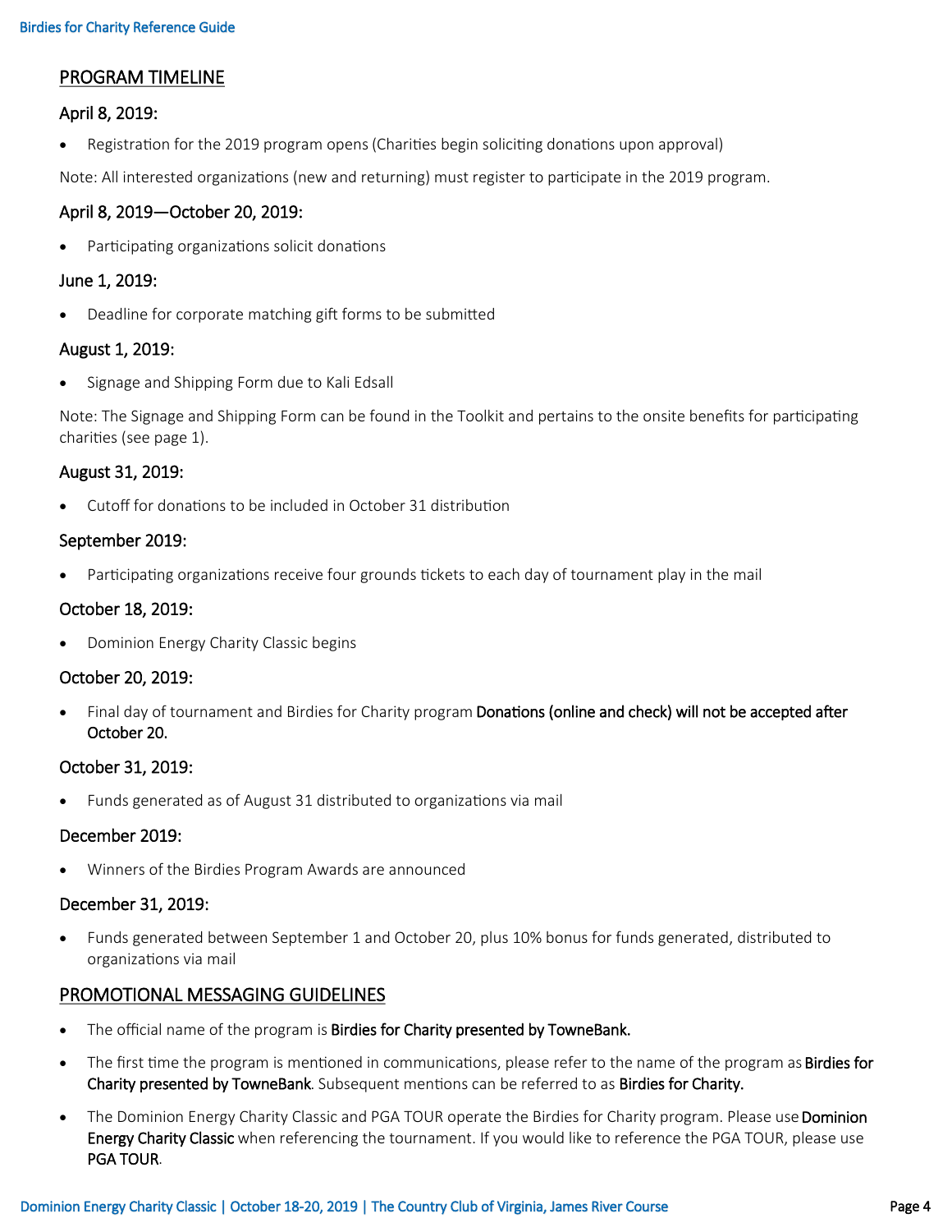## PROGRAM TIMELINE

### April 8, 2019:

- Registration for the 2019 program opens (Charities begin soliciting donations upon approval)

Note: All interested organizations (new and returning) must register to participate in the 2019 program.

### April 8, 2019—October 20, 2019:

- Participating organizations solicit donations

### June 1, 2019:

- Deadline for corporate matching gift forms to be submitted

### August 1, 2019:

- Signage and Shipping Form due to Kali Edsall

Note: The Signage and Shipping Form can be found in the Toolkit and pertains to the onsite benefits for participating charities (see page 1).

### August 31, 2019:

- Cutoff for donations to be included in October 31 distribution

### September 2019:

- Participating organizations receive four grounds tickets to each day of tournament play in the mail

### October 18, 2019:

- Dominion Energy Charity Classic begins

### October 20, 2019:

- Final day of tournament and Birdies for Charity program **Donations (online and check) will not be accepted after October 20.**

### October 31, 2019:

- Funds generated as of August 31 distributed to organizations via mail

### December 2019:

- Winners of the Birdies Program Awards are announced

### December 31, 2019:

- Funds generated between September 1 and October 20, plus 10% bonus for funds generated, distributed to organizations via mail

## PROMOTIONAL MESSAGING GUIDELINES

- The official name of the program is **Birdies for Charity presented by TowneBank.**
- The first time the program is mentioned in communications, please refer to the name of the program as **Birdies for Charity presented by TowneBank**. Subsequent mentions can be referred to as **Birdies for Charity.**
- The Dominion Energy Charity Classic and PGA TOUR operate the Birdies for Charity program. Please use **Dominion Energy Charity Classic** when referencing the tournament. If you would like to reference the PGA TOUR, please use **PGA TOUR**.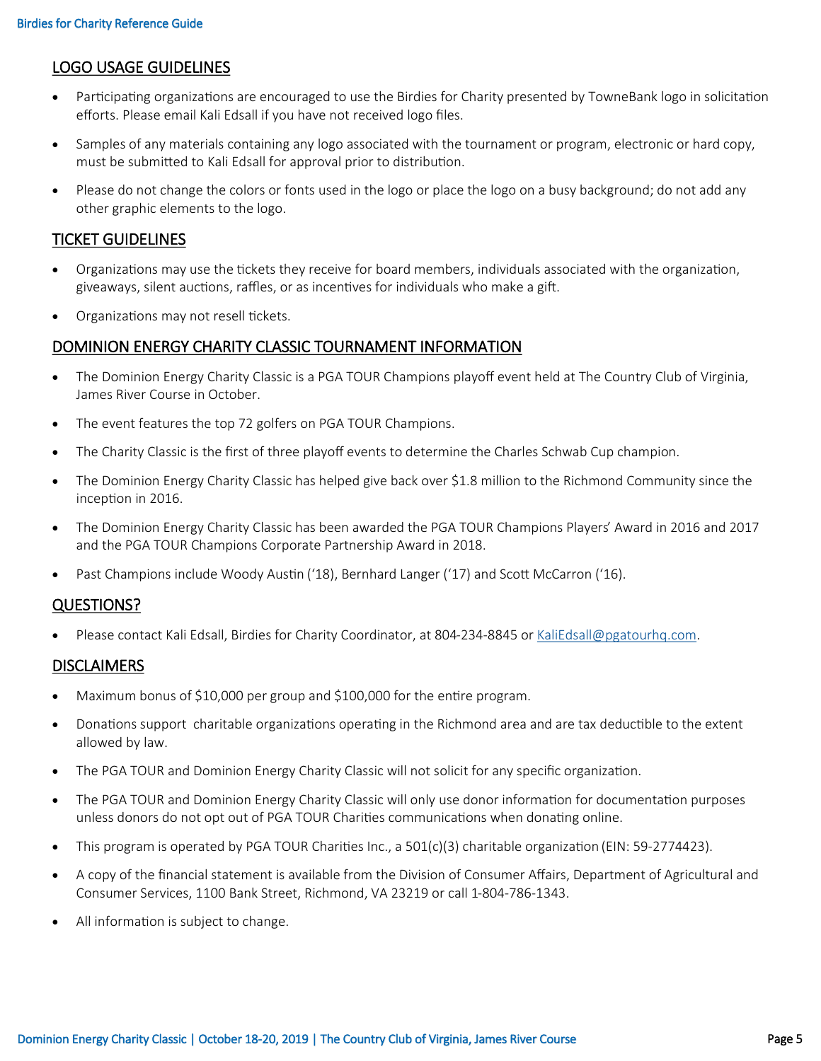## LOGO USAGE GUIDELINES

- Participating organizations are encouraged to use the Birdies for Charity presented by TowneBank logo in solicitation efforts. Please email Kali Edsall if you have not received logo files.
- Samples of any materials containing any logo associated with the tournament or program, electronic or hard copy, must be submitted to Kali Edsall for approval prior to distribution.
- Please do not change the colors or fonts used in the logo or place the logo on a busy background; do not add any other graphic elements to the logo.

## TICKET GUIDELINES

- Organizations may use the tickets they receive for board members, individuals associated with the organization, giveaways, silent auctions, raffles, or as incentives for individuals who make a gift.
- Organizations may not resell tickets.

## DOMINION ENERGY CHARITY CLASSIC TOURNAMENT INFORMATION

- The Dominion Energy Charity Classic is a PGA TOUR Champions playoff event held at The Country Club of Virginia, James River Course in October.
- The event features the top 72 golfers on PGA TOUR Champions.
- The Charity Classic is the first of three playoff events to determine the Charles Schwab Cup champion.
- The Dominion Energy Charity Classic has helped give back over $1.8 million to the Richmond Community since the inception in 2016.
- The Dominion Energy Charity Classic has been awarded the PGA TOUR Champions Players' Award in 2016 and 2017 and the PGA TOUR Champions Corporate Partnership Award in 2018.
- Past Champions include Woody Austin ('18), Bernhard Langer ('17) and Scott McCarron ('16).

## QUESTIONS?

- Please contact Kali Edsall, Birdies for Charity Coordinator, at 804-234-8845 or KaliEdsall@pgatourhq.com.

## DISCLAIMERS

- Maximum bonus of $10,000 per group and $100,000 for the entire program.
- Donations support charitable organizations operating in the Richmond area and are tax deductible to the extent allowed by law.
- The PGA TOUR and Dominion Energy Charity Classic will not solicit for any specific organization.
- The PGA TOUR and Dominion Energy Charity Classic will only use donor information for documentation purposes unless donors do not opt out of PGA TOUR Charities communications when donating online.
- This program is operated by PGA TOUR Charities Inc., a 501(c)(3) charitable organization (EIN: 59-2774423).
- A copy of the financial statement is available from the Division of Consumer Affairs, Department of Agricultural and Consumer Services, 1100 Bank Street, Richmond, VA 23219 or call 1-804-786-1343.
- All information is subject to change.